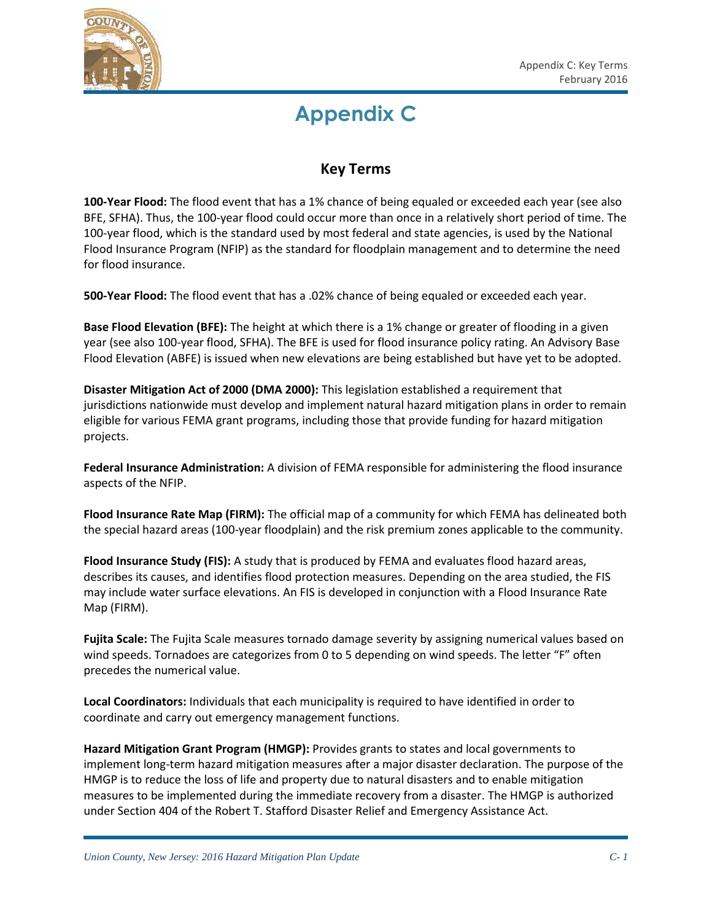# Appendix C

## Key Terms

**100-Year Flood:** The flood event that has a 1% chance of being equaled or exceeded each year (see also BFE, SFHA). Thus, the 100-year flood could occur more than once in a relatively short period of time. The 100-year flood, which is the standard used by most federal and state agencies, is used by the National Flood Insurance Program (NFIP) as the standard for floodplain management and to determine the need for flood insurance.

**500-Year Flood:** The flood event that has a .02% chance of being equaled or exceeded each year.

**Base Flood Elevation (BFE):** The height at which there is a 1% change or greater of flooding in a given year (see also 100-year flood, SFHA). The BFE is used for flood insurance policy rating. An Advisory Base Flood Elevation (ABFE) is issued when new elevations are being established but have yet to be adopted.

**Disaster Mitigation Act of 2000 (DMA 2000):** This legislation established a requirement that jurisdictions nationwide must develop and implement natural hazard mitigation plans in order to remain eligible for various FEMA grant programs, including those that provide funding for hazard mitigation projects.

**Federal Insurance Administration:** A division of FEMA responsible for administering the flood insurance aspects of the NFIP.

**Flood Insurance Rate Map (FIRM):** The official map of a community for which FEMA has delineated both the special hazard areas (100-year floodplain) and the risk premium zones applicable to the community.

**Flood Insurance Study (FIS):** A study that is produced by FEMA and evaluates flood hazard areas, describes its causes, and identifies flood protection measures. Depending on the area studied, the FIS may include water surface elevations. An FIS is developed in conjunction with a Flood Insurance Rate Map (FIRM).

**Fujita Scale:** The Fujita Scale measures tornado damage severity by assigning numerical values based on wind speeds. Tornadoes are categorizes from 0 to 5 depending on wind speeds. The letter "F" often precedes the numerical value.

**Local Coordinators:** Individuals that each municipality is required to have identified in order to coordinate and carry out emergency management functions.

**Hazard Mitigation Grant Program (HMGP):** Provides grants to states and local governments to implement long-term hazard mitigation measures after a major disaster declaration. The purpose of the HMGP is to reduce the loss of life and property due to natural disasters and to enable mitigation measures to be implemented during the immediate recovery from a disaster. The HMGP is authorized under Section 404 of the Robert T. Stafford Disaster Relief and Emergency Assistance Act.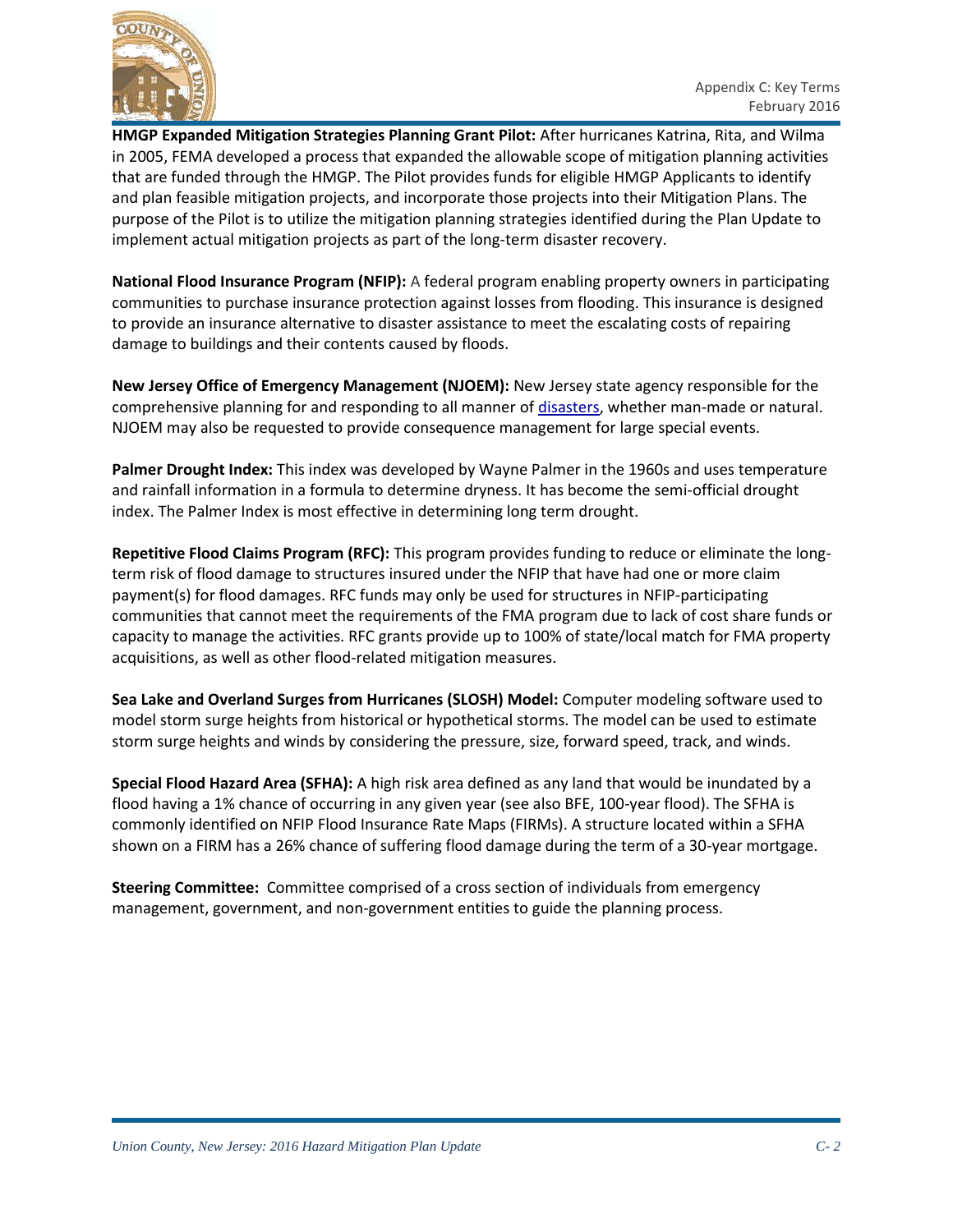**HMGP Expanded Mitigation Strategies Planning Grant Pilot:** After hurricanes Katrina, Rita, and Wilma in 2005, FEMA developed a process that expanded the allowable scope of mitigation planning activities that are funded through the HMGP. The Pilot provides funds for eligible HMGP Applicants to identify and plan feasible mitigation projects, and incorporate those projects into their Mitigation Plans. The purpose of the Pilot is to utilize the mitigation planning strategies identified during the Plan Update to implement actual mitigation projects as part of the long-term disaster recovery.

**National Flood Insurance Program (NFIP):** A federal program enabling property owners in participating communities to purchase insurance protection against losses from flooding. This insurance is designed to provide an insurance alternative to disaster assistance to meet the escalating costs of repairing damage to buildings and their contents caused by floods.

**New Jersey Office of Emergency Management (NJOEM):** New Jersey state agency responsible for the comprehensive planning for and responding to all manner of disasters, whether man-made or natural. NJOEM may also be requested to provide consequence management for large special events.

**Palmer Drought Index:** This index was developed by Wayne Palmer in the 1960s and uses temperature and rainfall information in a formula to determine dryness. It has become the semi-official drought index. The Palmer Index is most effective in determining long term drought.

**Repetitive Flood Claims Program (RFC):** This program provides funding to reduce or eliminate the long-term risk of flood damage to structures insured under the NFIP that have had one or more claim payment(s) for flood damages. RFC funds may only be used for structures in NFIP-participating communities that cannot meet the requirements of the FMA program due to lack of cost share funds or capacity to manage the activities. RFC grants provide up to 100% of state/local match for FMA property acquisitions, as well as other flood-related mitigation measures.

**Sea Lake and Overland Surges from Hurricanes (SLOSH) Model:** Computer modeling software used to model storm surge heights from historical or hypothetical storms. The model can be used to estimate storm surge heights and winds by considering the pressure, size, forward speed, track, and winds.

**Special Flood Hazard Area (SFHA):** A high risk area defined as any land that would be inundated by a flood having a 1% chance of occurring in any given year (see also BFE, 100-year flood). The SFHA is commonly identified on NFIP Flood Insurance Rate Maps (FIRMs). A structure located within a SFHA shown on a FIRM has a 26% chance of suffering flood damage during the term of a 30-year mortgage.

**Steering Committee:** Committee comprised of a cross section of individuals from emergency management, government, and non-government entities to guide the planning process.